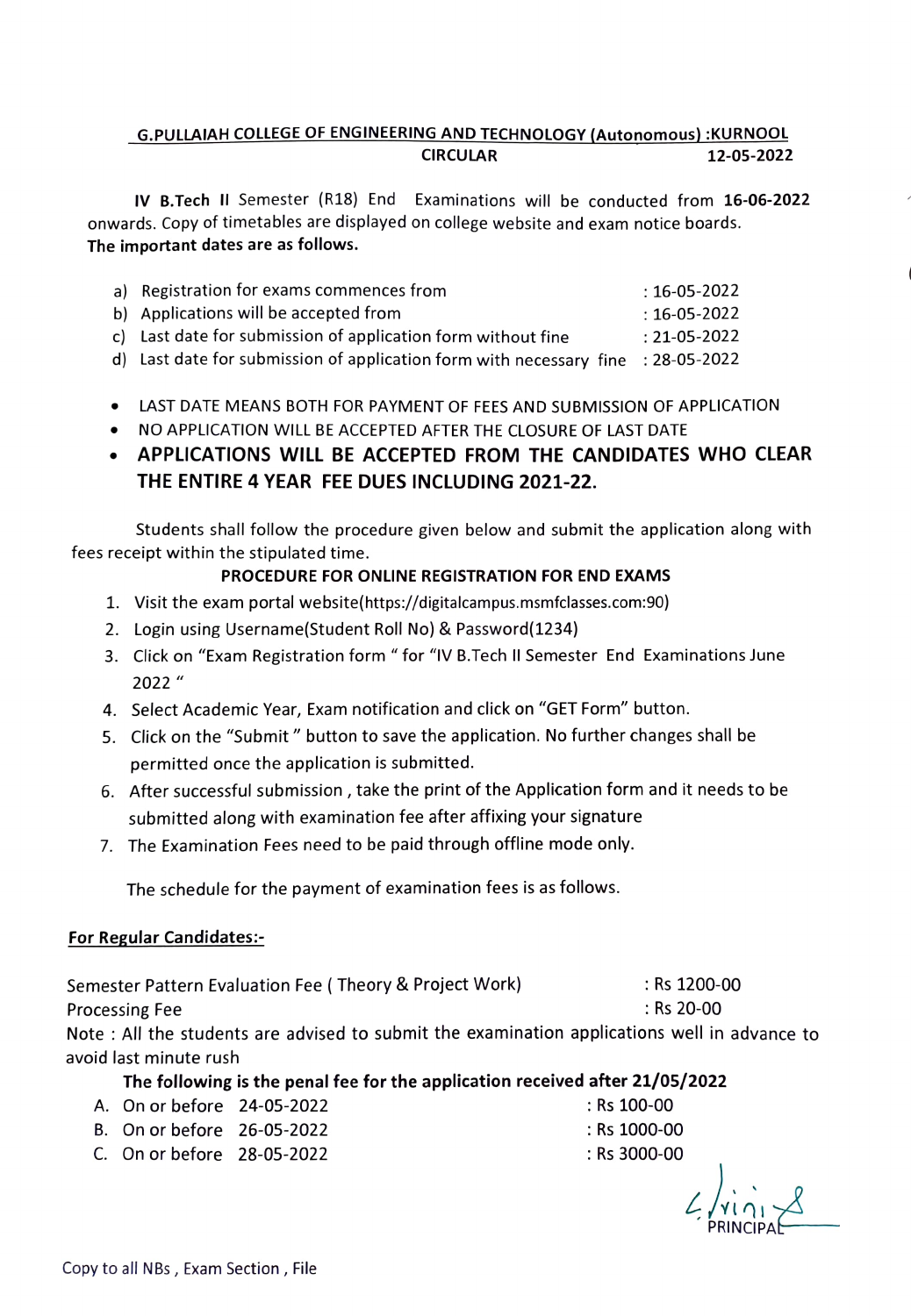## G.PULLAIAH COLLEGE OF ENGINEERING AND TECHNOLOGY (Autonomous) :KURNOOL

**CIRCULAR** **12-05-2022**

**IV B.Tech II** Semester (R18) End Examinations will be conducted from **16-06-2022** onwards. Copy of timetables are displayed on college website and exam notice boards.

**The important dates are as follows.**

a) Registration for exams commences from : 16-05-2022
b) Applications will be accepted from : 16-05-2022
c) Last date for submission of application form without fine : 21-05-2022
d) Last date for submission of application form with necessary fine : 28-05-2022

- LAST DATE MEANS BOTH FOR PAYMENT OF FEES AND SUBMISSION OF APPLICATION
- NO APPLICATION WILL BE ACCEPTED AFTER THE CLOSURE OF LAST DATE
- **APPLICATIONS WILL BE ACCEPTED FROM THE CANDIDATES WHO CLEAR THE ENTIRE 4 YEAR FEE DUES INCLUDING 2021-22.**

Students shall follow the procedure given below and submit the application along with fees receipt within the stipulated time.

**PROCEDURE FOR ONLINE REGISTRATION FOR END EXAMS**

1. Visit the exam portal website(https://digitalcampus.msmfclasses.com:90)
2. Login using Username(Student Roll No) & Password(1234)
3. Click on "Exam Registration form " for "IV B.Tech II Semester End Examinations June 2022 "
4. Select Academic Year, Exam notification and click on "GET Form" button.
5. Click on the "Submit " button to save the application. No further changes shall be permitted once the application is submitted.
6. After successful submission , take the print of the Application form and it needs to be submitted along with examination fee after affixing your signature
7. The Examination Fees need to be paid through offline mode only.

The schedule for the payment of examination fees is as follows.

**For Regular Candidates:-**

Semester Pattern Evaluation Fee ( Theory & Project Work) : Rs 1200-00
Processing Fee : Rs 20-00

Note : All the students are advised to submit the examination applications well in advance to avoid last minute rush

**The following is the penal fee for the application received after 21/05/2022**

A. On or before 24-05-2022 : Rs 100-00
B. On or before 26-05-2022 : Rs 1000-00
C. On or before 28-05-2022 : Rs 3000-00

PRINCIPAL

Copy to all NBs , Exam Section , File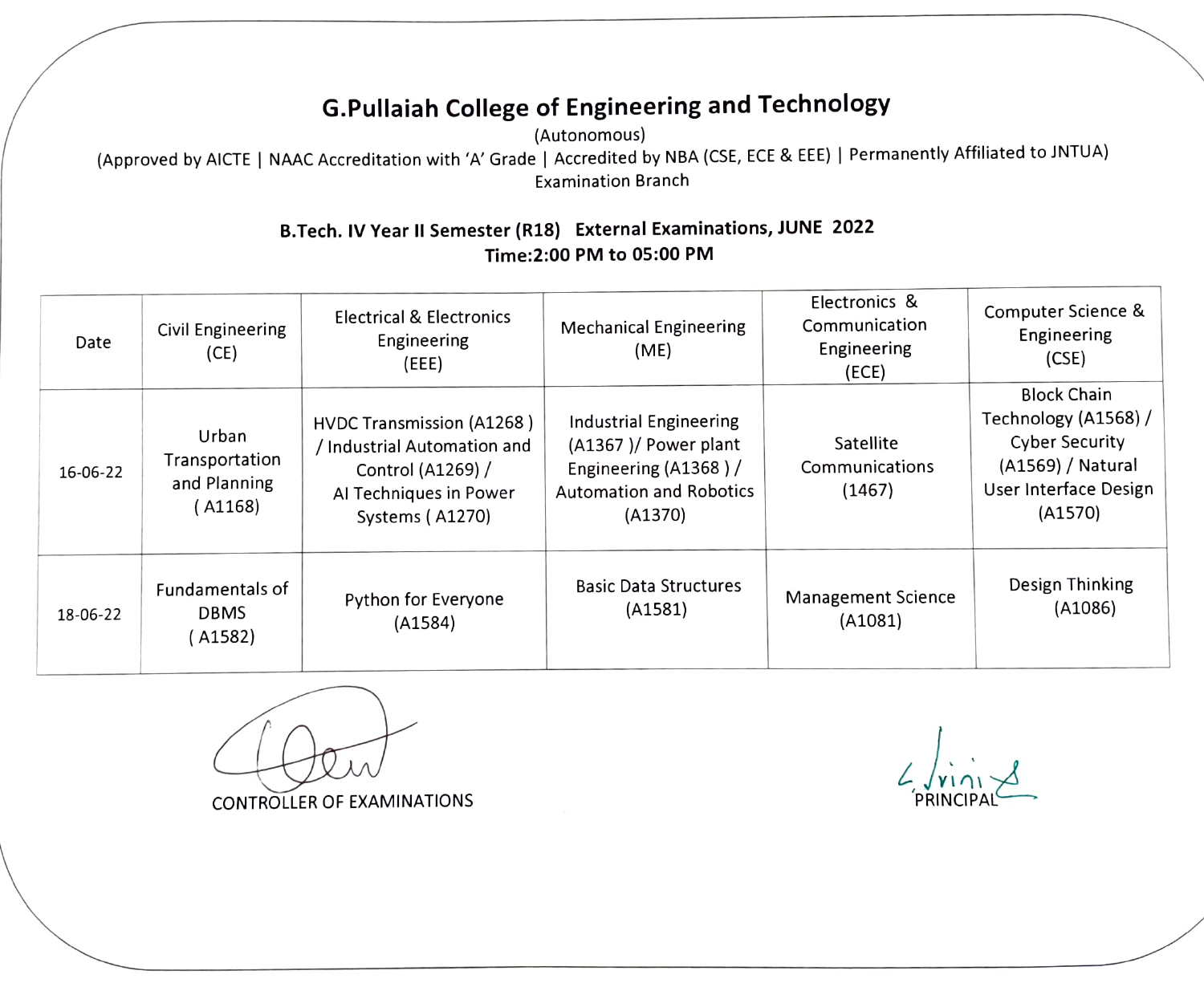# G.Pullaiah College of Engineering and Technology

(Autonomous)

(Approved by AICTE | NAAC Accreditation with 'A' Grade | Accredited by NBA (CSE, ECE & EEE) | Permanently Affiliated to JNTUA)

Examination Branch

**B.Tech. IV Year II Semester (R18) External Examinations, JUNE 2022**

**Time:2:00 PM to 05:00 PM**

| Date | Civil Engineering (CE) | Electrical & Electronics Engineering (EEE) | Mechanical Engineering (ME) | Electronics & Communication Engineering (ECE) | Computer Science & Engineering (CSE) |
|---|---|---|---|---|---|
| 16-06-22 | Urban Transportation and Planning ( A1168) | HVDC Transmission (A1268 ) / Industrial Automation and Control (A1269) / AI Techniques in Power Systems ( A1270) | Industrial Engineering (A1367 )/ Power plant Engineering (A1368 ) / Automation and Robotics (A1370) | Satellite Communications (1467) | Block Chain Technology (A1568) / Cyber Security (A1569) / Natural User Interface Design (A1570) |
| 18-06-22 | Fundamentals of DBMS ( A1582) | Python for Everyone (A1584) | Basic Data Structures (A1581) | Management Science (A1081) | Design Thinking (A1086) |

CONTROLLER OF EXAMINATIONS

PRINCIPAL